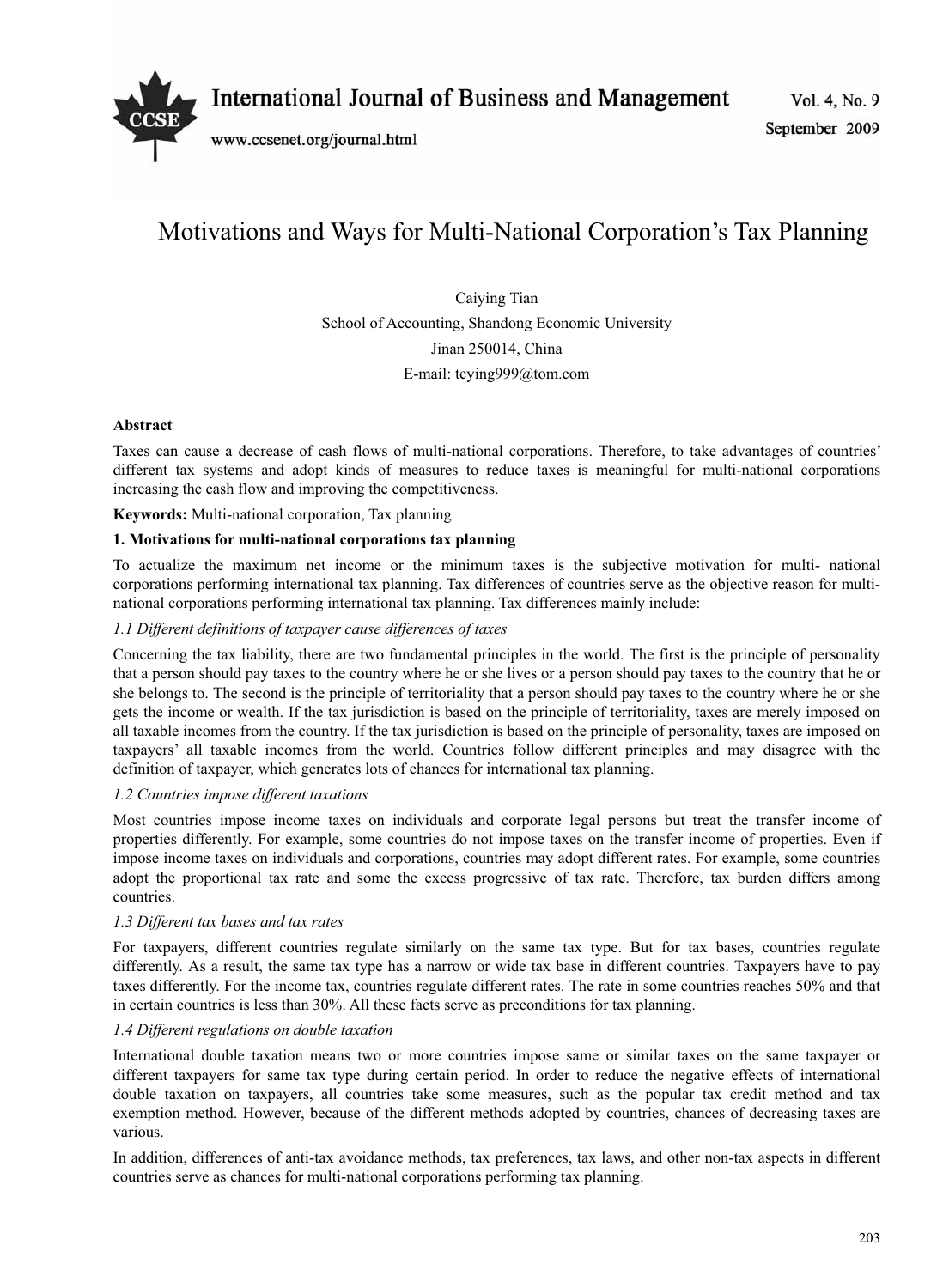# Motivations and Ways for Multi-National Corporation's Tax Planning

Caiying Tian

School of Accounting, Shandong Economic University

Jinan 250014, China

E-mail: tcying999@tom.com

**Abstract**

Taxes can cause a decrease of cash flows of multi-national corporations. Therefore, to take advantages of countries' different tax systems and adopt kinds of measures to reduce taxes is meaningful for multi-national corporations increasing the cash flow and improving the competitiveness.

**Keywords:** Multi-national corporation, Tax planning

## 1. Motivations for multi-national corporations tax planning

To actualize the maximum net income or the minimum taxes is the subjective motivation for multi- national corporations performing international tax planning. Tax differences of countries serve as the objective reason for multi-national corporations performing international tax planning. Tax differences mainly include:

### *1.1 Different definitions of taxpayer cause differences of taxes*

Concerning the tax liability, there are two fundamental principles in the world. The first is the principle of personality that a person should pay taxes to the country where he or she lives or a person should pay taxes to the country that he or she belongs to. The second is the principle of territoriality that a person should pay taxes to the country where he or she gets the income or wealth. If the tax jurisdiction is based on the principle of territoriality, taxes are merely imposed on all taxable incomes from the country. If the tax jurisdiction is based on the principle of personality, taxes are imposed on taxpayers' all taxable incomes from the world. Countries follow different principles and may disagree with the definition of taxpayer, which generates lots of chances for international tax planning.

### *1.2 Countries impose different taxations*

Most countries impose income taxes on individuals and corporate legal persons but treat the transfer income of properties differently. For example, some countries do not impose taxes on the transfer income of properties. Even if impose income taxes on individuals and corporations, countries may adopt different rates. For example, some countries adopt the proportional tax rate and some the excess progressive of tax rate. Therefore, tax burden differs among countries.

### *1.3 Different tax bases and tax rates*

For taxpayers, different countries regulate similarly on the same tax type. But for tax bases, countries regulate differently. As a result, the same tax type has a narrow or wide tax base in different countries. Taxpayers have to pay taxes differently. For the income tax, countries regulate different rates. The rate in some countries reaches 50% and that in certain countries is less than 30%. All these facts serve as preconditions for tax planning.

### *1.4 Different regulations on double taxation*

International double taxation means two or more countries impose same or similar taxes on the same taxpayer or different taxpayers for same tax type during certain period. In order to reduce the negative effects of international double taxation on taxpayers, all countries take some measures, such as the popular tax credit method and tax exemption method. However, because of the different methods adopted by countries, chances of decreasing taxes are various.

In addition, differences of anti-tax avoidance methods, tax preferences, tax laws, and other non-tax aspects in different countries serve as chances for multi-national corporations performing tax planning.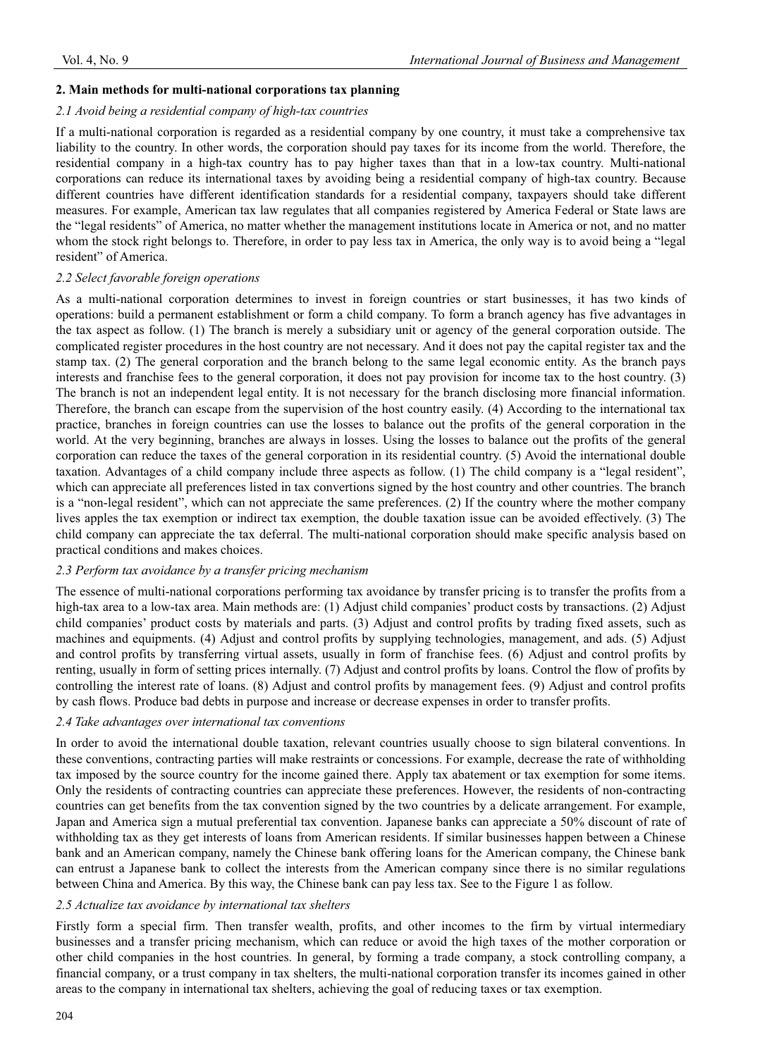## 2. Main methods for multi-national corporations tax planning

### *2.1 Avoid being a residential company of high-tax countries*

If a multi-national corporation is regarded as a residential company by one country, it must take a comprehensive tax liability to the country. In other words, the corporation should pay taxes for its income from the world. Therefore, the residential company in a high-tax country has to pay higher taxes than that in a low-tax country. Multi-national corporations can reduce its international taxes by avoiding being a residential company of high-tax country. Because different countries have different identification standards for a residential company, taxpayers should take different measures. For example, American tax law regulates that all companies registered by America Federal or State laws are the "legal residents" of America, no matter whether the management institutions locate in America or not, and no matter whom the stock right belongs to. Therefore, in order to pay less tax in America, the only way is to avoid being a "legal resident" of America.

### *2.2 Select favorable foreign operations*

As a multi-national corporation determines to invest in foreign countries or start businesses, it has two kinds of operations: build a permanent establishment or form a child company. To form a branch agency has five advantages in the tax aspect as follow. (1) The branch is merely a subsidiary unit or agency of the general corporation outside. The complicated register procedures in the host country are not necessary. And it does not pay the capital register tax and the stamp tax. (2) The general corporation and the branch belong to the same legal economic entity. As the branch pays interests and franchise fees to the general corporation, it does not pay provision for income tax to the host country. (3) The branch is not an independent legal entity. It is not necessary for the branch disclosing more financial information. Therefore, the branch can escape from the supervision of the host country easily. (4) According to the international tax practice, branches in foreign countries can use the losses to balance out the profits of the general corporation in the world. At the very beginning, branches are always in losses. Using the losses to balance out the profits of the general corporation can reduce the taxes of the general corporation in its residential country. (5) Avoid the international double taxation. Advantages of a child company include three aspects as follow. (1) The child company is a "legal resident", which can appreciate all preferences listed in tax convertions signed by the host country and other countries. The branch is a "non-legal resident", which can not appreciate the same preferences. (2) If the country where the mother company lives apples the tax exemption or indirect tax exemption, the double taxation issue can be avoided effectively. (3) The child company can appreciate the tax deferral. The multi-national corporation should make specific analysis based on practical conditions and makes choices.

### *2.3 Perform tax avoidance by a transfer pricing mechanism*

The essence of multi-national corporations performing tax avoidance by transfer pricing is to transfer the profits from a high-tax area to a low-tax area. Main methods are: (1) Adjust child companies' product costs by transactions. (2) Adjust child companies' product costs by materials and parts. (3) Adjust and control profits by trading fixed assets, such as machines and equipments. (4) Adjust and control profits by supplying technologies, management, and ads. (5) Adjust and control profits by transferring virtual assets, usually in form of franchise fees. (6) Adjust and control profits by renting, usually in form of setting prices internally. (7) Adjust and control profits by loans. Control the flow of profits by controlling the interest rate of loans. (8) Adjust and control profits by management fees. (9) Adjust and control profits by cash flows. Produce bad debts in purpose and increase or decrease expenses in order to transfer profits.

### *2.4 Take advantages over international tax conventions*

In order to avoid the international double taxation, relevant countries usually choose to sign bilateral conventions. In these conventions, contracting parties will make restraints or concessions. For example, decrease the rate of withholding tax imposed by the source country for the income gained there. Apply tax abatement or tax exemption for some items. Only the residents of contracting countries can appreciate these preferences. However, the residents of non-contracting countries can get benefits from the tax convention signed by the two countries by a delicate arrangement. For example, Japan and America sign a mutual preferential tax convention. Japanese banks can appreciate a 50% discount of rate of withholding tax as they get interests of loans from American residents. If similar businesses happen between a Chinese bank and an American company, namely the Chinese bank offering loans for the American company, the Chinese bank can entrust a Japanese bank to collect the interests from the American company since there is no similar regulations between China and America. By this way, the Chinese bank can pay less tax. See to the Figure 1 as follow.

### *2.5 Actualize tax avoidance by international tax shelters*

Firstly form a special firm. Then transfer wealth, profits, and other incomes to the firm by virtual intermediary businesses and a transfer pricing mechanism, which can reduce or avoid the high taxes of the mother corporation or other child companies in the host countries. In general, by forming a trade company, a stock controlling company, a financial company, or a trust company in tax shelters, the multi-national corporation transfer its incomes gained in other areas to the company in international tax shelters, achieving the goal of reducing taxes or tax exemption.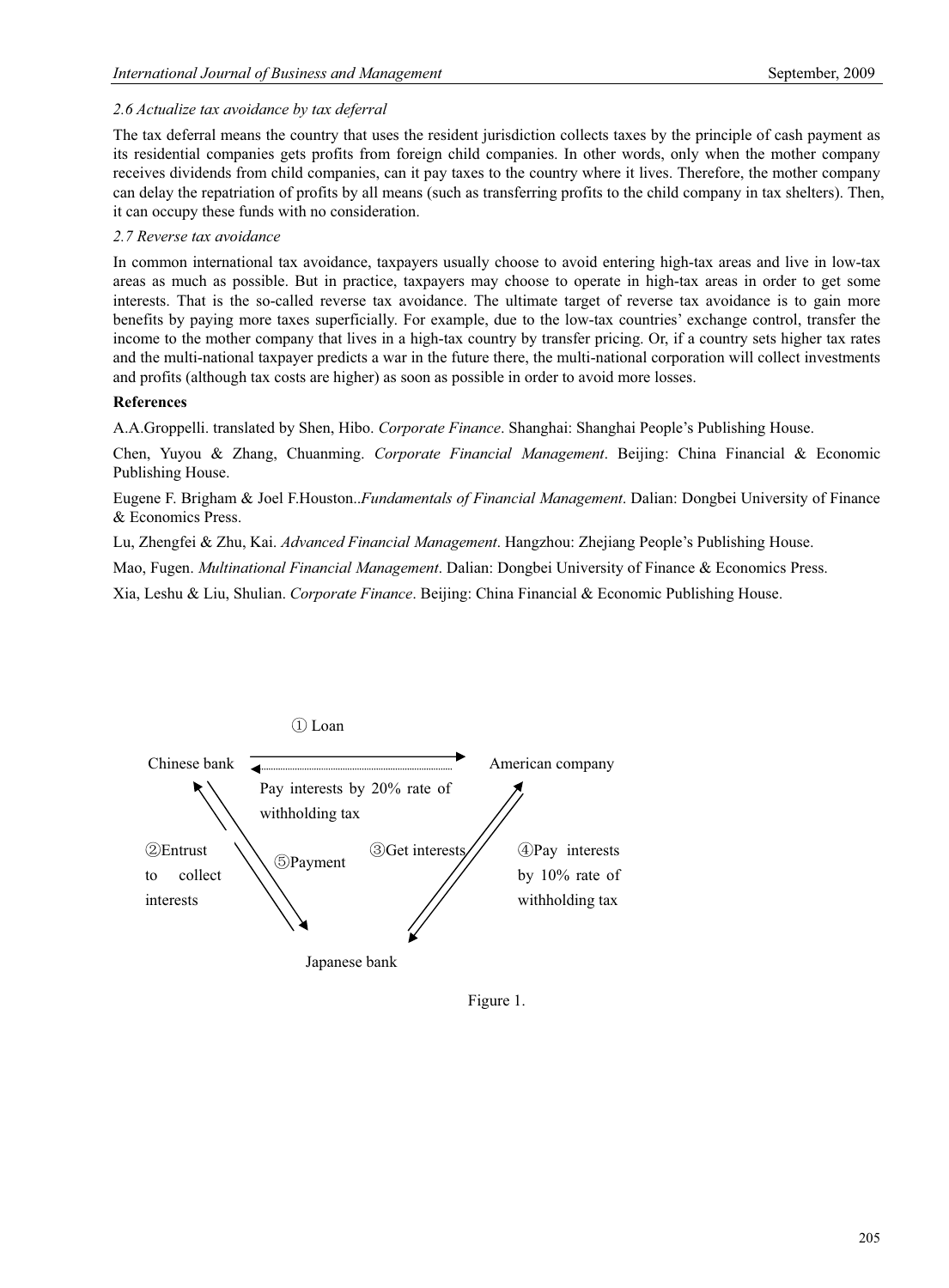*2.6 Actualize tax avoidance by tax deferral*

The tax deferral means the country that uses the resident jurisdiction collects taxes by the principle of cash payment as its residential companies gets profits from foreign child companies. In other words, only when the mother company receives dividends from child companies, can it pay taxes to the country where it lives. Therefore, the mother company can delay the repatriation of profits by all means (such as transferring profits to the child company in tax shelters). Then, it can occupy these funds with no consideration.

*2.7 Reverse tax avoidance*

In common international tax avoidance, taxpayers usually choose to avoid entering high-tax areas and live in low-tax areas as much as possible. But in practice, taxpayers may choose to operate in high-tax areas in order to get some interests. That is the so-called reverse tax avoidance. The ultimate target of reverse tax avoidance is to gain more benefits by paying more taxes superficially. For example, due to the low-tax countries' exchange control, transfer the income to the mother company that lives in a high-tax country by transfer pricing. Or, if a country sets higher tax rates and the multi-national taxpayer predicts a war in the future there, the multi-national corporation will collect investments and profits (although tax costs are higher) as soon as possible in order to avoid more losses.

**References**

A.A.Groppelli. translated by Shen, Hibo. *Corporate Finance*. Shanghai: Shanghai People's Publishing House.

Chen, Yuyou & Zhang, Chuanming. *Corporate Financial Management*. Beijing: China Financial & Economic Publishing House.

Eugene F. Brigham & Joel F.Houston..*Fundamentals of Financial Management*. Dalian: Dongbei University of Finance & Economics Press.

Lu, Zhengfei & Zhu, Kai. *Advanced Financial Management*. Hangzhou: Zhejiang People's Publishing House.

Mao, Fugen. *Multinational Financial Management*. Dalian: Dongbei University of Finance & Economics Press.

Xia, Leshu & Liu, Shulian. *Corporate Finance*. Beijing: China Financial & Economic Publishing House.

① Loan

Chinese bank

American company

Pay interests by 20% rate of withholding tax

②Entrust to collect interests

⑤Payment

③Get interests

④Pay interests by 10% rate of withholding tax

Japanese bank

Figure 1.